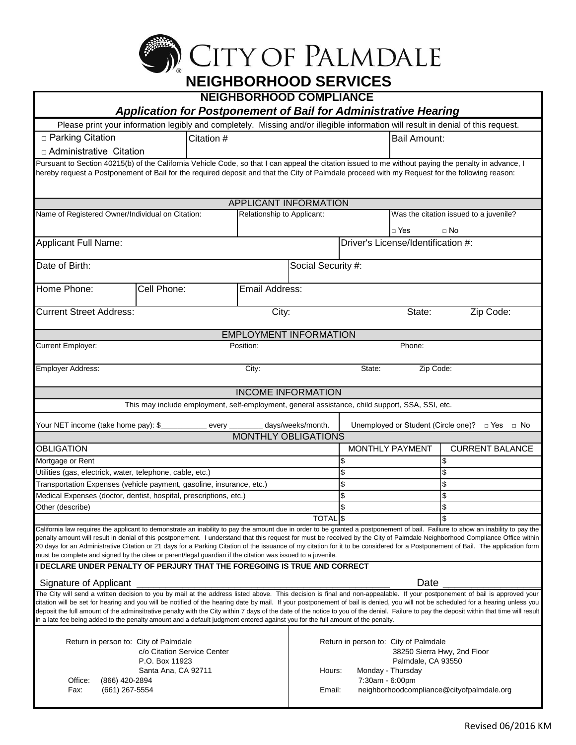# CITY OF PALMDALE

## NEIGHBORHOOD SERVICES

### NEIGHBORHOOD COMPLIANCE

### *Application for Postponement of Bail for Administrative Hearing*

Please print your information legibly and completely. Missing and/or illegible information will result in denial of this request.

| □ Parking Citation<br>□ Administrative Citation | Citation # | Bail Amount: |
|---|---|---|

Pursuant to Section 40215(b) of the California Vehicle Code, so that I can appeal the citation issued to me without paying the penalty in advance, I hereby request a Postponement of Bail for the required deposit and that the City of Palmdale proceed with my Request for the following reason:

#### APPLICANT INFORMATION

| Name of Registered Owner/Individual on Citation: | Relationship to Applicant: | Was the citation issued to a juvenile?<br>□ Yes □ No |
|---|---|---|

| Applicant Full Name: | Driver's License/Identification #: |
|---|---|
| Date of Birth: | Social Security #: |

| Home Phone: | Cell Phone: | Email Address: |
|---|---|---|

| Current Street Address: | City: | State: | Zip Code: |
|---|---|---|---|

#### EMPLOYMENT INFORMATION

| Current Employer: | Position: | Phone: |
|---|---|---|

| Employer Address: | City: | State: | Zip Code: |
|---|---|---|---|

#### INCOME INFORMATION

This may include employment, self-employment, general assistance, child support, SSA, SSI, etc.

Your NET income (take home pay): $__________ every ________ days/weeks/month.

Unemployed or Student (Circle one)? □ Yes □ No

#### MONTHLY OBLIGATIONS

| OBLIGATION | MONTHLY PAYMENT | CURRENT BALANCE |
|---|---|---|
| Mortgage or Rent | $ | $ |
| Utilities (gas, electrick, water, telephone, cable, etc.) | $ | $ |
| Transportation Expenses (vehicle payment, gasoline, insurance, etc.) | $ | $ |
| Medical Expenses (doctor, dentist, hospital, prescriptions, etc.) | $ | $ |
| Other (describe) | $ | $ |
| TOTAL | $ | $ |

California law requires the applicant to demonstrate an inability to pay the amount due in order to be granted a postponement of bail. Failiure to show an inability to pay the penalty amount will result in denial of this postponement. I understand that this request for must be received by the City of Palmdale Neighborhood Compliance Office within 20 days for an Administrative Citation or 21 days for a Parking Citation of the issuance of my citation for it to be considered for a Postponement of Bail. The application form must be complete and signed by the citee or parent/legal guardian if the citation was issued to a juvenile.

**I DECLARE UNDER PENALTY OF PERJURY THAT THE FOREGOING IS TRUE AND CORRECT**

Signature of Applicant ______________________________ Date ______________

The City will send a written decision to you by mail at the address listed above. This decision is final and non-appealable. If your postponement of bail is approved your citation will be set for hearing and you will be notified of the hearing date by mail. If your postponement of bail is denied, you will not be scheduled for a hearing unless you deposit the full amount of the adminsitrative penalty with the City within 7 days of the date of the notice to you of the denial. Failure to pay the deposit within that time will result in a late fee being added to the penalty amount and a default judgment entered against you for the full amount of the penalty.

Return in person to: City of Palmdale
c/o Citation Service Center
P.O. Box 11923
Santa Ana, CA 92711
Office: (866) 420-2894
Fax: (661) 267-5554

Return in person to: City of Palmdale
38250 Sierra Hwy, 2nd Floor
Palmdale, CA 93550
Hours: Monday - Thursday
7:30am - 6:00pm
Email: neighborhoodcompliance@cityofpalmdale.org

Revised 06/2016 KM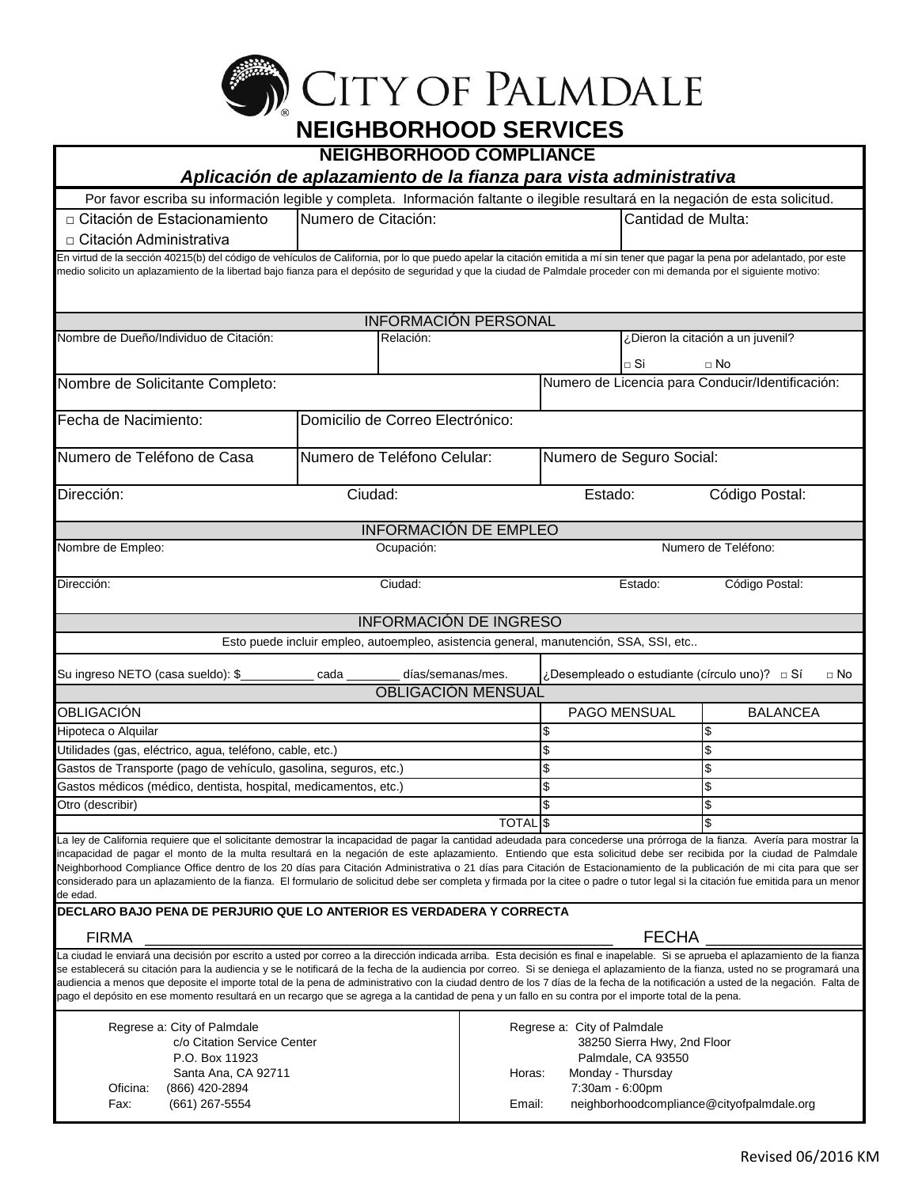# CITY OF PALMDALE

## NEIGHBORHOOD SERVICES

### NEIGHBORHOOD COMPLIANCE

### *Aplicación de aplazamiento de la fianza para vista administrativa*

Por favor escriba su información legible y completa. Información faltante o ilegible resultará en la negación de esta solicitud.

| | | |
|---|---|---|
| □ Citación de Estacionamiento<br>□ Citación Administrativa | Numero de Citación: | Cantidad de Multa: |

En virtud de la sección 40215(b) del código de vehículos de California, por lo que puedo apelar la citación emitida a mí sin tener que pagar la pena por adelantado, por este medio solicito un aplazamiento de la libertad bajo fianza para el depósito de seguridad y que la ciudad de Palmdale proceder con mi demanda por el siguiente motivo:

**INFORMACIÓN PERSONAL**

| | | |
|---|---|---|
| Nombre de Dueño/Individuo de Citación: | Relación: | ¿Dieron la citación a un juvenil?<br>□ Si □ No |
| Nombre de Solicitante Completo: | | Numero de Licencia para Conducir/Identificación: |
| Fecha de Nacimiento: | Domicilio de Correo Electrónico: | |
| Numero de Teléfono de Casa | Numero de Teléfono Celular: | Numero de Seguro Social: |
| Dirección: | Ciudad: | Estado: Código Postal: |

**INFORMACIÓN DE EMPLEO**

| | | |
|---|---|---|
| Nombre de Empleo: | Ocupación: | Numero de Teléfono: |
| Dirección: | Ciudad: | Estado: Código Postal: |

**INFORMACIÓN DE INGRESO**

Esto puede incluir empleo, autoempleo, asistencia general, manutención, SSA, SSI, etc..

Su ingreso NETO (casa sueldo): $___________ cada ________ días/semanas/mes.

¿Desempleado o estudiante (círculo uno)? □ Sí □ No

**OBLIGACIÓN MENSUAL**

| OBLIGACIÓN | PAGO MENSUAL | BALANCEA |
|---|---|---|
| Hipoteca o Alquilar | $ | $ |
| Utilidades (gas, eléctrico, agua, teléfono, cable, etc.) | $ | $ |
| Gastos de Transporte (pago de vehículo, gasolina, seguros, etc.) | $ | $ |
| Gastos médicos (médico, dentista, hospital, medicamentos, etc.) | $ | $ |
| Otro (describir) | $ | $ |
| TOTAL | $ | $ |

La ley de California requiere que el solicitante demostrar la incapacidad de pagar la cantidad adeudada para concederse una prórroga de la fianza. Avería para mostrar la incapacidad de pagar el monto de la multa resultará en la negación de este aplazamiento. Entiendo que esta solicitud debe ser recibida por la ciudad de Palmdale Neighborhood Compliance Office dentro de los 20 días para Citación Administrativa o 21 días para Citación de Estacionamiento de la publicación de mi cita para que ser considerado para un aplazamiento de la fianza. El formulario de solicitud debe ser completa y firmada por la citee o padre o tutor legal si la citación fue emitida para un menor de edad.

**DECLARO BAJO PENA DE PERJURIO QUE LO ANTERIOR ES VERDADERA Y CORRECTA**

FIRMA ______________________________________________ FECHA ________________

La ciudad le enviará una decisión por escrito a usted por correo a la dirección indicada arriba. Esta decisión es final e inapelable. Si se aprueba el aplazamiento de la fianza se establecerá su citación para la audiencia y se le notificará de la fecha de la audiencia por correo. Si se deniega el aplazamiento de la fianza, usted no se programará una audiencia a menos que deposite el importe total de la pena de administrativo con la ciudad dentro de los 7 días de la fecha de la notificación a usted de la negación. Falta de pago el depósito en ese momento resultará en un recargo que se agrega a la cantidad de pena y un fallo en su contra por el importe total de la pena.

Regrese a: City of Palmdale
c/o Citation Service Center
P.O. Box 11923
Santa Ana, CA 92711
Oficina: (866) 420-2894
Fax: (661) 267-5554

Regrese a: City of Palmdale
38250 Sierra Hwy, 2nd Floor
Palmdale, CA 93550
Horas: Monday - Thursday
7:30am - 6:00pm
Email: neighborhoodcompliance@cityofpalmdale.org

Revised 06/2016 KM